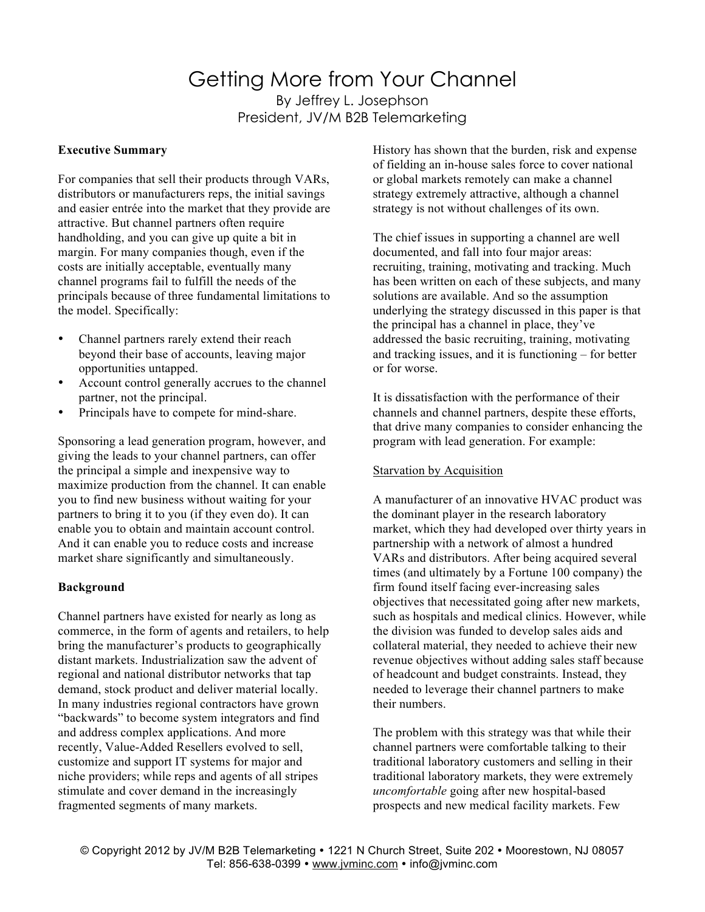# Getting More from Your Channel

By Jeffrey L. Josephson
President, JV/M B2B Telemarketing

## Executive Summary

For companies that sell their products through VARs, distributors or manufacturers reps, the initial savings and easier entrée into the market that they provide are attractive. But channel partners often require handholding, and you can give up quite a bit in margin. For many companies though, even if the costs are initially acceptable, eventually many channel programs fail to fulfill the needs of the principals because of three fundamental limitations to the model. Specifically:

- Channel partners rarely extend their reach beyond their base of accounts, leaving major opportunities untapped.
- Account control generally accrues to the channel partner, not the principal.
- Principals have to compete for mind-share.

Sponsoring a lead generation program, however, and giving the leads to your channel partners, can offer the principal a simple and inexpensive way to maximize production from the channel. It can enable you to find new business without waiting for your partners to bring it to you (if they even do). It can enable you to obtain and maintain account control. And it can enable you to reduce costs and increase market share significantly and simultaneously.

## Background

Channel partners have existed for nearly as long as commerce, in the form of agents and retailers, to help bring the manufacturer's products to geographically distant markets. Industrialization saw the advent of regional and national distributor networks that tap demand, stock product and deliver material locally. In many industries regional contractors have grown "backwards" to become system integrators and find and address complex applications. And more recently, Value-Added Resellers evolved to sell, customize and support IT systems for major and niche providers; while reps and agents of all stripes stimulate and cover demand in the increasingly fragmented segments of many markets.

History has shown that the burden, risk and expense of fielding an in-house sales force to cover national or global markets remotely can make a channel strategy extremely attractive, although a channel strategy is not without challenges of its own.

The chief issues in supporting a channel are well documented, and fall into four major areas: recruiting, training, motivating and tracking. Much has been written on each of these subjects, and many solutions are available. And so the assumption underlying the strategy discussed in this paper is that the principal has a channel in place, they've addressed the basic recruiting, training, motivating and tracking issues, and it is functioning – for better or for worse.

It is dissatisfaction with the performance of their channels and channel partners, despite these efforts, that drive many companies to consider enhancing the program with lead generation. For example:

### Starvation by Acquisition

A manufacturer of an innovative HVAC product was the dominant player in the research laboratory market, which they had developed over thirty years in partnership with a network of almost a hundred VARs and distributors. After being acquired several times (and ultimately by a Fortune 100 company) the firm found itself facing ever-increasing sales objectives that necessitated going after new markets, such as hospitals and medical clinics. However, while the division was funded to develop sales aids and collateral material, they needed to achieve their new revenue objectives without adding sales staff because of headcount and budget constraints. Instead, they needed to leverage their channel partners to make their numbers.

The problem with this strategy was that while their channel partners were comfortable talking to their traditional laboratory customers and selling in their traditional laboratory markets, they were extremely *uncomfortable* going after new hospital-based prospects and new medical facility markets. Few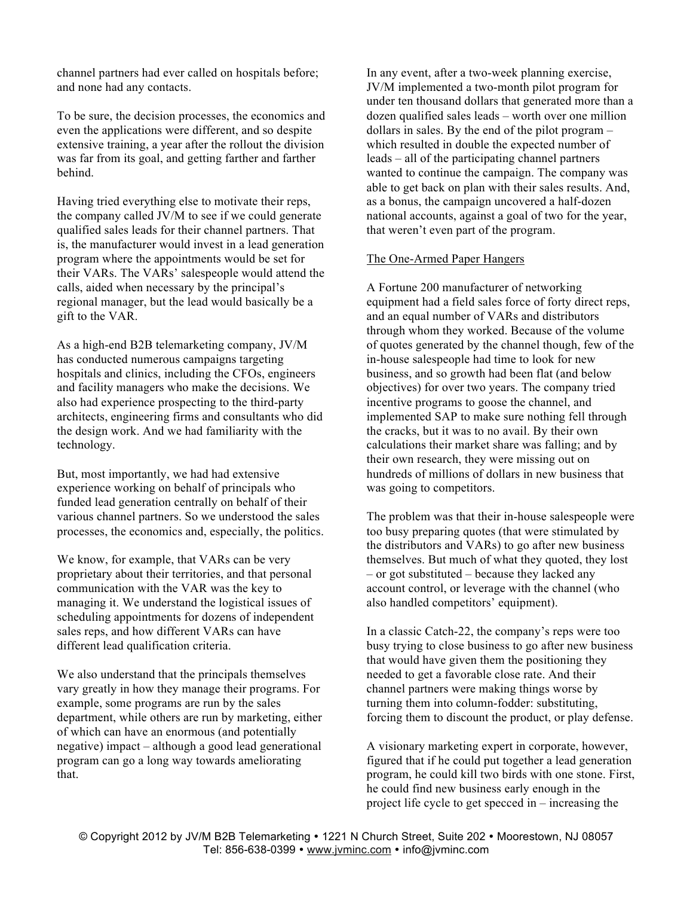channel partners had ever called on hospitals before; and none had any contacts.

To be sure, the decision processes, the economics and even the applications were different, and so despite extensive training, a year after the rollout the division was far from its goal, and getting farther and farther behind.

Having tried everything else to motivate their reps, the company called JV/M to see if we could generate qualified sales leads for their channel partners. That is, the manufacturer would invest in a lead generation program where the appointments would be set for their VARs. The VARs' salespeople would attend the calls, aided when necessary by the principal's regional manager, but the lead would basically be a gift to the VAR.

As a high-end B2B telemarketing company, JV/M has conducted numerous campaigns targeting hospitals and clinics, including the CFOs, engineers and facility managers who make the decisions. We also had experience prospecting to the third-party architects, engineering firms and consultants who did the design work. And we had familiarity with the technology.

But, most importantly, we had had extensive experience working on behalf of principals who funded lead generation centrally on behalf of their various channel partners. So we understood the sales processes, the economics and, especially, the politics.

We know, for example, that VARs can be very proprietary about their territories, and that personal communication with the VAR was the key to managing it. We understand the logistical issues of scheduling appointments for dozens of independent sales reps, and how different VARs can have different lead qualification criteria.

We also understand that the principals themselves vary greatly in how they manage their programs. For example, some programs are run by the sales department, while others are run by marketing, either of which can have an enormous (and potentially negative) impact – although a good lead generational program can go a long way towards ameliorating that.

In any event, after a two-week planning exercise, JV/M implemented a two-month pilot program for under ten thousand dollars that generated more than a dozen qualified sales leads – worth over one million dollars in sales. By the end of the pilot program – which resulted in double the expected number of leads – all of the participating channel partners wanted to continue the campaign. The company was able to get back on plan with their sales results. And, as a bonus, the campaign uncovered a half-dozen national accounts, against a goal of two for the year, that weren't even part of the program.

## The One-Armed Paper Hangers

A Fortune 200 manufacturer of networking equipment had a field sales force of forty direct reps, and an equal number of VARs and distributors through whom they worked. Because of the volume of quotes generated by the channel though, few of the in-house salespeople had time to look for new business, and so growth had been flat (and below objectives) for over two years. The company tried incentive programs to goose the channel, and implemented SAP to make sure nothing fell through the cracks, but it was to no avail. By their own calculations their market share was falling; and by their own research, they were missing out on hundreds of millions of dollars in new business that was going to competitors.

The problem was that their in-house salespeople were too busy preparing quotes (that were stimulated by the distributors and VARs) to go after new business themselves. But much of what they quoted, they lost – or got substituted – because they lacked any account control, or leverage with the channel (who also handled competitors' equipment).

In a classic Catch-22, the company's reps were too busy trying to close business to go after new business that would have given them the positioning they needed to get a favorable close rate. And their channel partners were making things worse by turning them into column-fodder: substituting, forcing them to discount the product, or play defense.

A visionary marketing expert in corporate, however, figured that if he could put together a lead generation program, he could kill two birds with one stone. First, he could find new business early enough in the project life cycle to get specced in – increasing the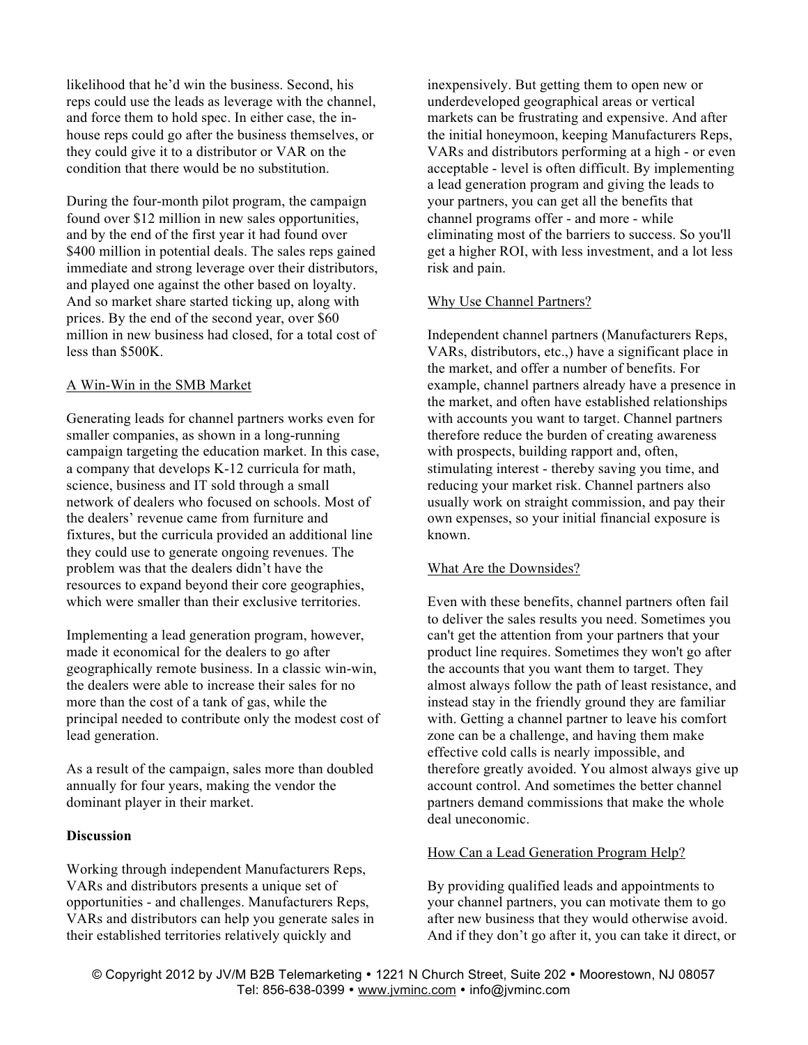likelihood that he'd win the business. Second, his reps could use the leads as leverage with the channel, and force them to hold spec. In either case, the in-house reps could go after the business themselves, or they could give it to a distributor or VAR on the condition that there would be no substitution.

During the four-month pilot program, the campaign found over $12 million in new sales opportunities, and by the end of the first year it had found over $400 million in potential deals. The sales reps gained immediate and strong leverage over their distributors, and played one against the other based on loyalty. And so market share started ticking up, along with prices. By the end of the second year, over $60 million in new business had closed, for a total cost of less than $500K.

## A Win-Win in the SMB Market

Generating leads for channel partners works even for smaller companies, as shown in a long-running campaign targeting the education market. In this case, a company that develops K-12 curricula for math, science, business and IT sold through a small network of dealers who focused on schools. Most of the dealers' revenue came from furniture and fixtures, but the curricula provided an additional line they could use to generate ongoing revenues. The problem was that the dealers didn't have the resources to expand beyond their core geographies, which were smaller than their exclusive territories.

Implementing a lead generation program, however, made it economical for the dealers to go after geographically remote business. In a classic win-win, the dealers were able to increase their sales for no more than the cost of a tank of gas, while the principal needed to contribute only the modest cost of lead generation.

As a result of the campaign, sales more than doubled annually for four years, making the vendor the dominant player in their market.

# Discussion

Working through independent Manufacturers Reps, VARs and distributors presents a unique set of opportunities - and challenges. Manufacturers Reps, VARs and distributors can help you generate sales in their established territories relatively quickly and inexpensively. But getting them to open new or underdeveloped geographical areas or vertical markets can be frustrating and expensive. And after the initial honeymoon, keeping Manufacturers Reps, VARs and distributors performing at a high - or even acceptable - level is often difficult. By implementing a lead generation program and giving the leads to your partners, you can get all the benefits that channel programs offer - and more - while eliminating most of the barriers to success. So you'll get a higher ROI, with less investment, and a lot less risk and pain.

## Why Use Channel Partners?

Independent channel partners (Manufacturers Reps, VARs, distributors, etc.,) have a significant place in the market, and offer a number of benefits. For example, channel partners already have a presence in the market, and often have established relationships with accounts you want to target. Channel partners therefore reduce the burden of creating awareness with prospects, building rapport and, often, stimulating interest - thereby saving you time, and reducing your market risk. Channel partners also usually work on straight commission, and pay their own expenses, so your initial financial exposure is known.

## What Are the Downsides?

Even with these benefits, channel partners often fail to deliver the sales results you need. Sometimes you can't get the attention from your partners that your product line requires. Sometimes they won't go after the accounts that you want them to target. They almost always follow the path of least resistance, and instead stay in the friendly ground they are familiar with. Getting a channel partner to leave his comfort zone can be a challenge, and having them make effective cold calls is nearly impossible, and therefore greatly avoided. You almost always give up account control. And sometimes the better channel partners demand commissions that make the whole deal uneconomic.

## How Can a Lead Generation Program Help?

By providing qualified leads and appointments to your channel partners, you can motivate them to go after new business that they would otherwise avoid. And if they don't go after it, you can take it direct, or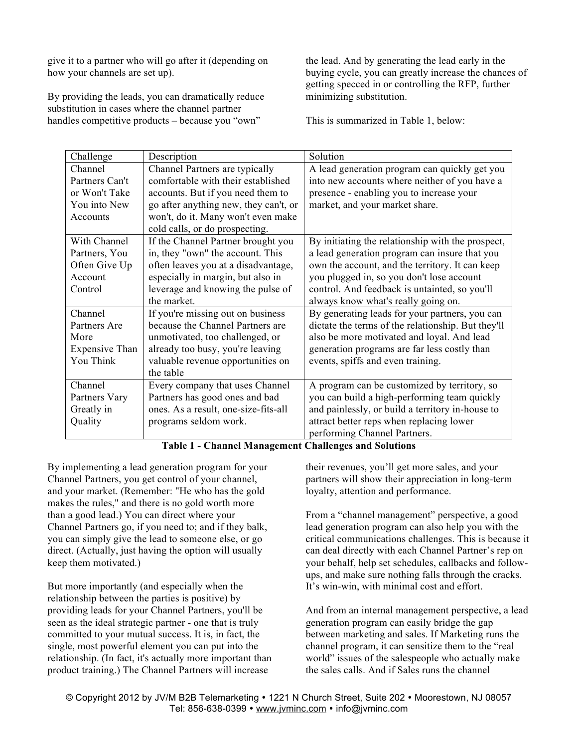give it to a partner who will go after it (depending on how your channels are set up).

By providing the leads, you can dramatically reduce substitution in cases where the channel partner handles competitive products – because you "own" the lead. And by generating the lead early in the buying cycle, you can greatly increase the chances of getting specced in or controlling the RFP, further minimizing substitution.

This is summarized in Table 1, below:

| Challenge | Description | Solution |
|---|---|---|
| Channel Partners Can't or Won't Take You into New Accounts | Channel Partners are typically comfortable with their established accounts. But if you need them to go after anything new, they can't, or won't, do it. Many won't even make cold calls, or do prospecting. | A lead generation program can quickly get you into new accounts where neither of you have a presence - enabling you to increase your market, and your market share. |
| With Channel Partners, You Often Give Up Account Control | If the Channel Partner brought you in, they "own" the account. This often leaves you at a disadvantage, especially in margin, but also in leverage and knowing the pulse of the market. | By initiating the relationship with the prospect, a lead generation program can insure that you own the account, and the territory. It can keep you plugged in, so you don't lose account control. And feedback is untainted, so you'll always know what's really going on. |
| Channel Partners Are More Expensive Than You Think | If you're missing out on business because the Channel Partners are unmotivated, too challenged, or already too busy, you're leaving valuable revenue opportunities on the table | By generating leads for your partners, you can dictate the terms of the relationship. But they'll also be more motivated and loyal. And lead generation programs are far less costly than events, spiffs and even training. |
| Channel Partners Vary Greatly in Quality | Every company that uses Channel Partners has good ones and bad ones. As a result, one-size-fits-all programs seldom work. | A program can be customized by territory, so you can build a high-performing team quickly and painlessly, or build a territory in-house to attract better reps when replacing lower performing Channel Partners. |

**Table 1 - Channel Management Challenges and Solutions**

By implementing a lead generation program for your Channel Partners, you get control of your channel, and your market. (Remember: "He who has the gold makes the rules," and there is no gold worth more than a good lead.) You can direct where your Channel Partners go, if you need to; and if they balk, you can simply give the lead to someone else, or go direct. (Actually, just having the option will usually keep them motivated.)

But more importantly (and especially when the relationship between the parties is positive) by providing leads for your Channel Partners, you'll be seen as the ideal strategic partner - one that is truly committed to your mutual success. It is, in fact, the single, most powerful element you can put into the relationship. (In fact, it's actually more important than product training.) The Channel Partners will increase their revenues, you'll get more sales, and your partners will show their appreciation in long-term loyalty, attention and performance.

From a "channel management" perspective, a good lead generation program can also help you with the critical communications challenges. This is because it can deal directly with each Channel Partner's rep on your behalf, help set schedules, callbacks and follow-ups, and make sure nothing falls through the cracks. It's win-win, with minimal cost and effort.

And from an internal management perspective, a lead generation program can easily bridge the gap between marketing and sales. If Marketing runs the channel program, it can sensitize them to the "real world" issues of the salespeople who actually make the sales calls. And if Sales runs the channel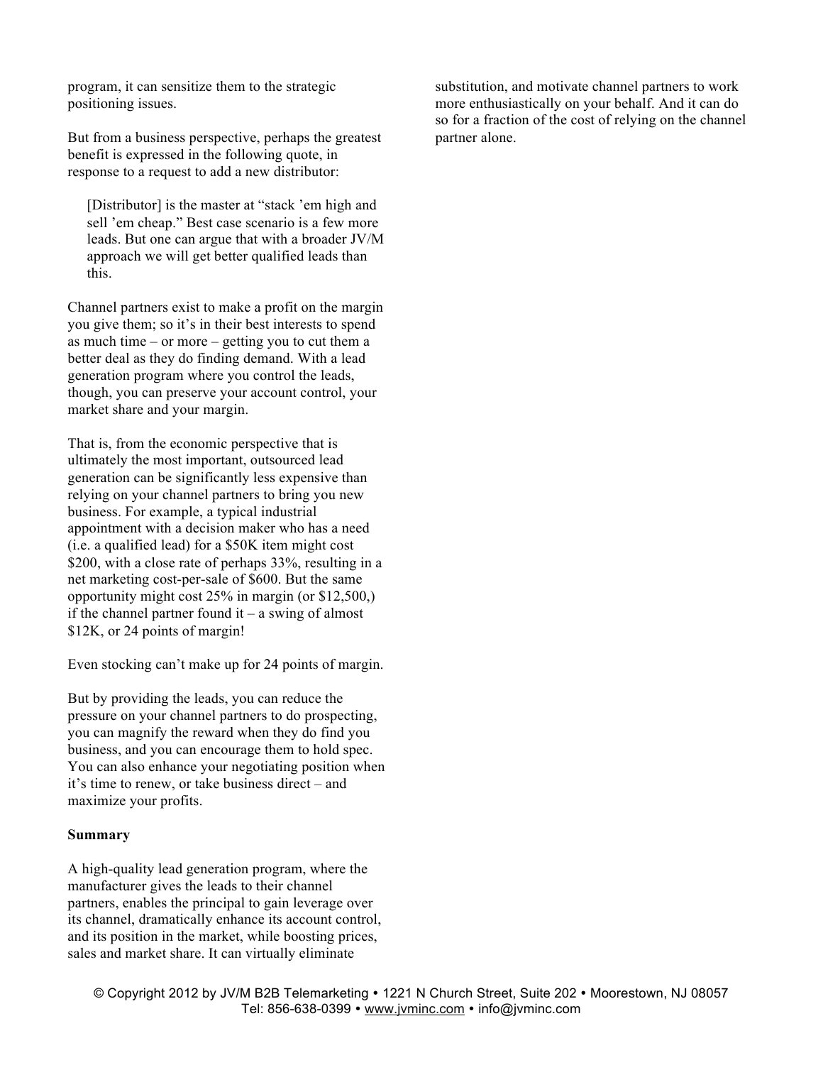program, it can sensitize them to the strategic positioning issues.

But from a business perspective, perhaps the greatest benefit is expressed in the following quote, in response to a request to add a new distributor:

> [Distributor] is the master at "stack 'em high and sell 'em cheap." Best case scenario is a few more leads. But one can argue that with a broader JV/M approach we will get better qualified leads than this.

Channel partners exist to make a profit on the margin you give them; so it's in their best interests to spend as much time – or more – getting you to cut them a better deal as they do finding demand. With a lead generation program where you control the leads, though, you can preserve your account control, your market share and your margin.

That is, from the economic perspective that is ultimately the most important, outsourced lead generation can be significantly less expensive than relying on your channel partners to bring you new business. For example, a typical industrial appointment with a decision maker who has a need (i.e. a qualified lead) for a $50K item might cost $200, with a close rate of perhaps 33%, resulting in a net marketing cost-per-sale of $600. But the same opportunity might cost 25% in margin (or $12,500,) if the channel partner found it – a swing of almost $12K, or 24 points of margin!

Even stocking can't make up for 24 points of margin.

But by providing the leads, you can reduce the pressure on your channel partners to do prospecting, you can magnify the reward when they do find you business, and you can encourage them to hold spec. You can also enhance your negotiating position when it's time to renew, or take business direct – and maximize your profits.

**Summary**

A high-quality lead generation program, where the manufacturer gives the leads to their channel partners, enables the principal to gain leverage over its channel, dramatically enhance its account control, and its position in the market, while boosting prices, sales and market share. It can virtually eliminate substitution, and motivate channel partners to work more enthusiastically on your behalf. And it can do so for a fraction of the cost of relying on the channel partner alone.

© Copyright 2012 by JV/M B2B Telemarketing • 1221 N Church Street, Suite 202 • Moorestown, NJ 08057
Tel: 856-638-0399 • www.jvminc.com • info@jvminc.com